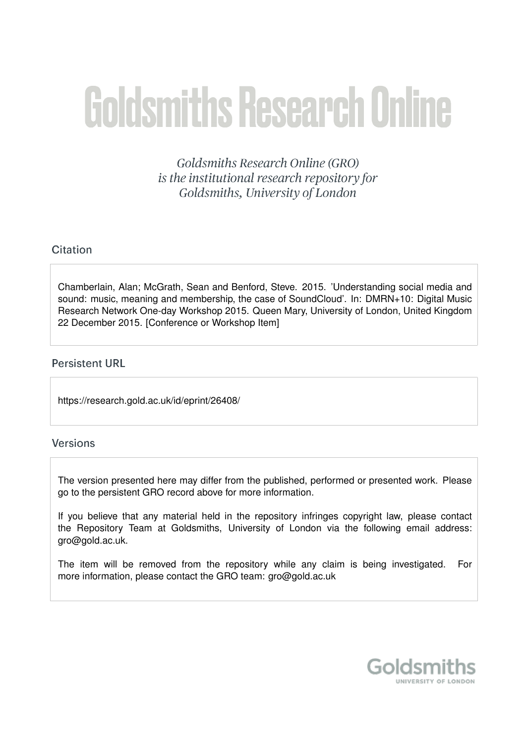# Goldsmiths Research Online

*Goldsmiths Research Online (GRO) is the institutional research repository for Goldsmiths, University of London*

## Citation

Chamberlain, Alan; McGrath, Sean and Benford, Steve. 2015. 'Understanding social media and sound: music, meaning and membership, the case of SoundCloud'. In: DMRN+10: Digital Music Research Network One-day Workshop 2015. Queen Mary, University of London, United Kingdom 22 December 2015. [Conference or Workshop Item]

## Persistent URL

https://research.gold.ac.uk/id/eprint/26408/

## Versions

The version presented here may differ from the published, performed or presented work. Please go to the persistent GRO record above for more information.

If you believe that any material held in the repository infringes copyright law, please contact the Repository Team at Goldsmiths, University of London via the following email address: gro@gold.ac.uk.

The item will be removed from the repository while any claim is being investigated. For more information, please contact the GRO team: gro@gold.ac.uk

Goldsmiths
UNIVERSITY OF LONDON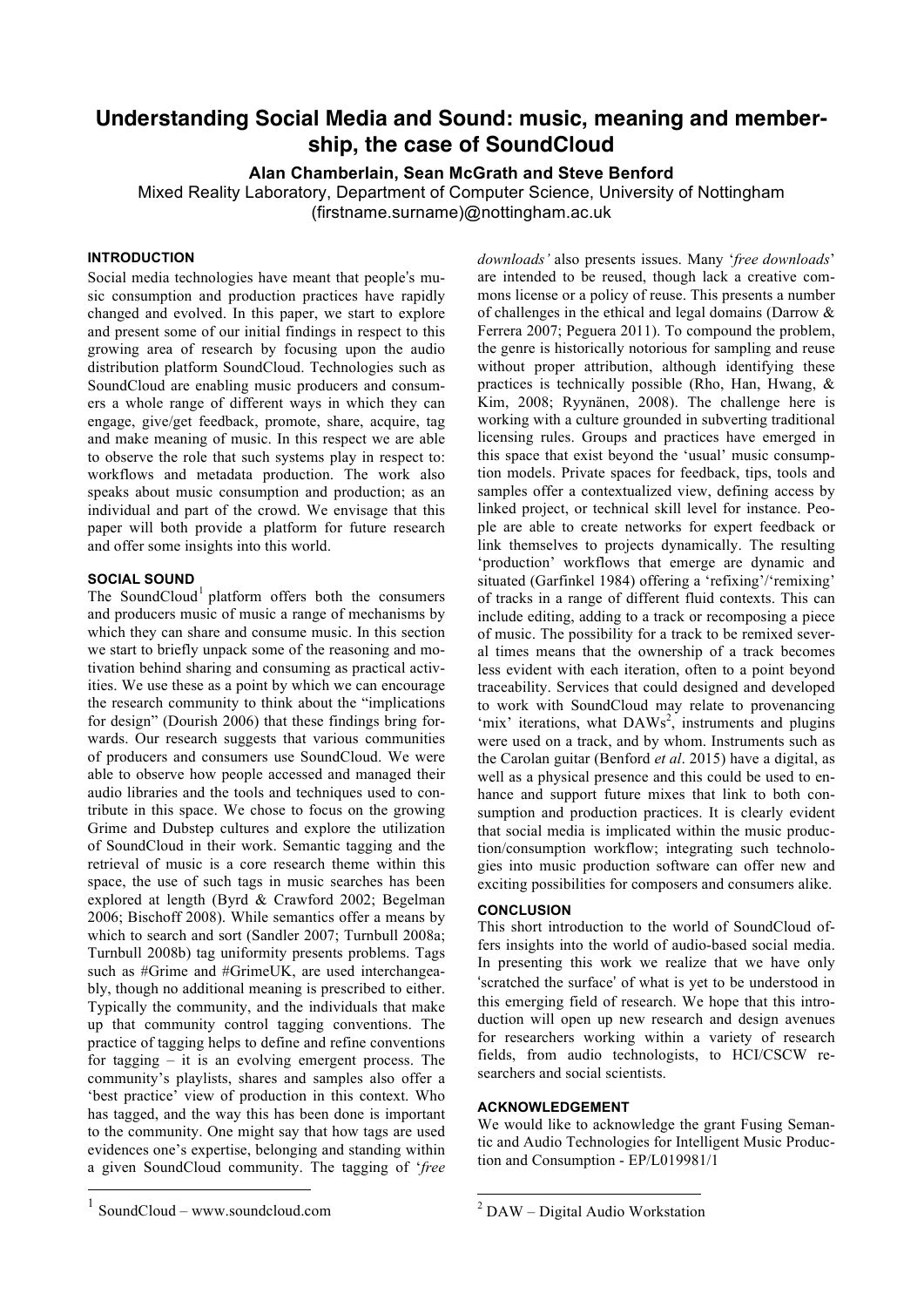# Understanding Social Media and Sound: music, meaning and membership, the case of SoundCloud

**Alan Chamberlain, Sean McGrath and Steve Benford**

Mixed Reality Laboratory, Department of Computer Science, University of Nottingham

(firstname.surname)@nottingham.ac.uk

## INTRODUCTION

Social media technologies have meant that people's music consumption and production practices have rapidly changed and evolved. In this paper, we start to explore and present some of our initial findings in respect to this growing area of research by focusing upon the audio distribution platform SoundCloud. Technologies such as SoundCloud are enabling music producers and consumers a whole range of different ways in which they can engage, give/get feedback, promote, share, acquire, tag and make meaning of music. In this respect we are able to observe the role that such systems play in respect to: workflows and metadata production. The work also speaks about music consumption and production; as an individual and part of the crowd. We envisage that this paper will both provide a platform for future research and offer some insights into this world.

## SOCIAL SOUND

The SoundCloud[1] platform offers both the consumers and producers music of music a range of mechanisms by which they can share and consume music. In this section we start to briefly unpack some of the reasoning and motivation behind sharing and consuming as practical activities. We use these as a point by which we can encourage the research community to think about the "implications for design" (Dourish 2006) that these findings bring forwards. Our research suggests that various communities of producers and consumers use SoundCloud. We were able to observe how people accessed and managed their audio libraries and the tools and techniques used to contribute in this space. We chose to focus on the growing Grime and Dubstep cultures and explore the utilization of SoundCloud in their work. Semantic tagging and the retrieval of music is a core research theme within this space, the use of such tags in music searches has been explored at length (Byrd & Crawford 2002; Begelman 2006; Bischoff 2008). While semantics offer a means by which to search and sort (Sandler 2007; Turnbull 2008a; Turnbull 2008b) tag uniformity presents problems. Tags such as #Grime and #GrimeUK, are used interchangeably, though no additional meaning is prescribed to either. Typically the community, and the individuals that make up that community control tagging conventions. The practice of tagging helps to define and refine conventions for tagging – it is an evolving emergent process. The community's playlists, shares and samples also offer a 'best practice' view of production in this context. Who has tagged, and the way this has been done is important to the community. One might say that how tags are used evidences one's expertise, belonging and standing within a given SoundCloud community. The tagging of '*free downloads'* also presents issues. Many '*free downloads*' are intended to be reused, though lack a creative commons license or a policy of reuse. This presents a number of challenges in the ethical and legal domains (Darrow & Ferrera 2007; Peguera 2011). To compound the problem, the genre is historically notorious for sampling and reuse without proper attribution, although identifying these practices is technically possible (Rho, Han, Hwang, & Kim, 2008; Ryynänen, 2008). The challenge here is working with a culture grounded in subverting traditional licensing rules. Groups and practices have emerged in this space that exist beyond the 'usual' music consumption models. Private spaces for feedback, tips, tools and samples offer a contextualized view, defining access by linked project, or technical skill level for instance. People are able to create networks for expert feedback or link themselves to projects dynamically. The resulting 'production' workflows that emerge are dynamic and situated (Garfinkel 1984) offering a 'refixing'/'remixing' of tracks in a range of different fluid contexts. This can include editing, adding to a track or recomposing a piece of music. The possibility for a track to be remixed several times means that the ownership of a track becomes less evident with each iteration, often to a point beyond traceability. Services that could designed and developed to work with SoundCloud may relate to provenancing 'mix' iterations, what DAWs[2], instruments and plugins were used on a track, and by whom. Instruments such as the Carolan guitar (Benford *et al*. 2015) have a digital, as well as a physical presence and this could be used to enhance and support future mixes that link to both consumption and production practices. It is clearly evident that social media is implicated within the music production/consumption workflow; integrating such technologies into music production software can offer new and exciting possibilities for composers and consumers alike.

## CONCLUSION

This short introduction to the world of SoundCloud offers insights into the world of audio-based social media. In presenting this work we realize that we have only 'scratched the surface' of what is yet to be understood in this emerging field of research. We hope that this introduction will open up new research and design avenues for researchers working within a variety of research fields, from audio technologists, to HCI/CSCW researchers and social scientists.

## ACKNOWLEDGEMENT

We would like to acknowledge the grant Fusing Semantic and Audio Technologies for Intelligent Music Production and Consumption - EP/L019981/1

---

[1] SoundCloud – www.soundcloud.com

[2] DAW – Digital Audio Workstation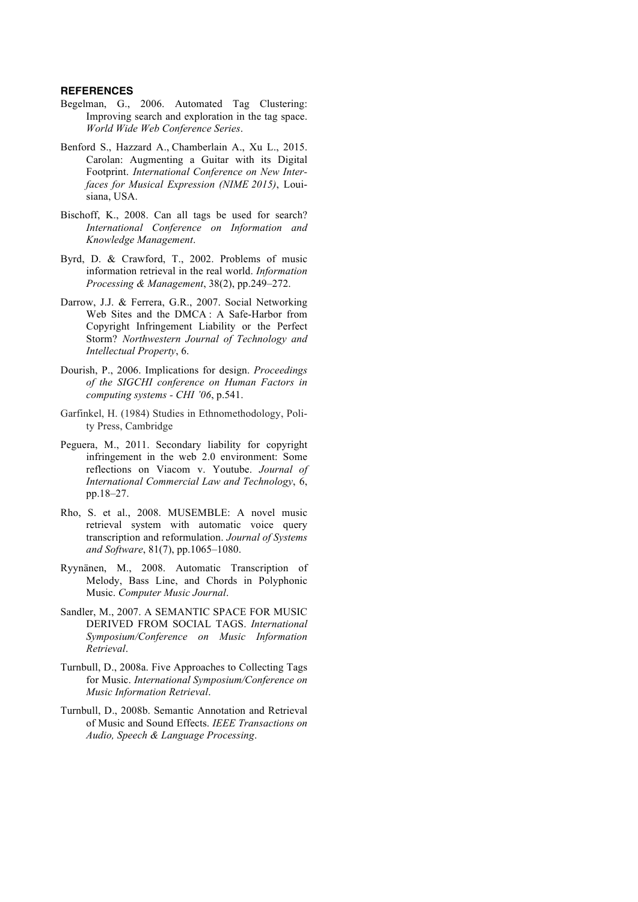## REFERENCES

Begelman, G., 2006. Automated Tag Clustering: Improving search and exploration in the tag space. *World Wide Web Conference Series*.

Benford S., Hazzard A., Chamberlain A., Xu L., 2015. Carolan: Augmenting a Guitar with its Digital Footprint. *International Conference on New Interfaces for Musical Expression (NIME 2015)*, Louisiana, USA.

Bischoff, K., 2008. Can all tags be used for search? *International Conference on Information and Knowledge Management*.

Byrd, D. & Crawford, T., 2002. Problems of music information retrieval in the real world. *Information Processing & Management*, 38(2), pp.249–272.

Darrow, J.J. & Ferrera, G.R., 2007. Social Networking Web Sites and the DMCA : A Safe-Harbor from Copyright Infringement Liability or the Perfect Storm? *Northwestern Journal of Technology and Intellectual Property*, 6.

Dourish, P., 2006. Implications for design. *Proceedings of the SIGCHI conference on Human Factors in computing systems - CHI '06*, p.541.

Garfinkel, H. (1984) Studies in Ethnomethodology, Polity Press, Cambridge

Peguera, M., 2011. Secondary liability for copyright infringement in the web 2.0 environment: Some reflections on Viacom v. Youtube. *Journal of International Commercial Law and Technology*, 6, pp.18–27.

Rho, S. et al., 2008. MUSEMBLE: A novel music retrieval system with automatic voice query transcription and reformulation. *Journal of Systems and Software*, 81(7), pp.1065–1080.

Ryynänen, M., 2008. Automatic Transcription of Melody, Bass Line, and Chords in Polyphonic Music. *Computer Music Journal*.

Sandler, M., 2007. A SEMANTIC SPACE FOR MUSIC DERIVED FROM SOCIAL TAGS. *International Symposium/Conference on Music Information Retrieval*.

Turnbull, D., 2008a. Five Approaches to Collecting Tags for Music. *International Symposium/Conference on Music Information Retrieval*.

Turnbull, D., 2008b. Semantic Annotation and Retrieval of Music and Sound Effects. *IEEE Transactions on Audio, Speech & Language Processing*.